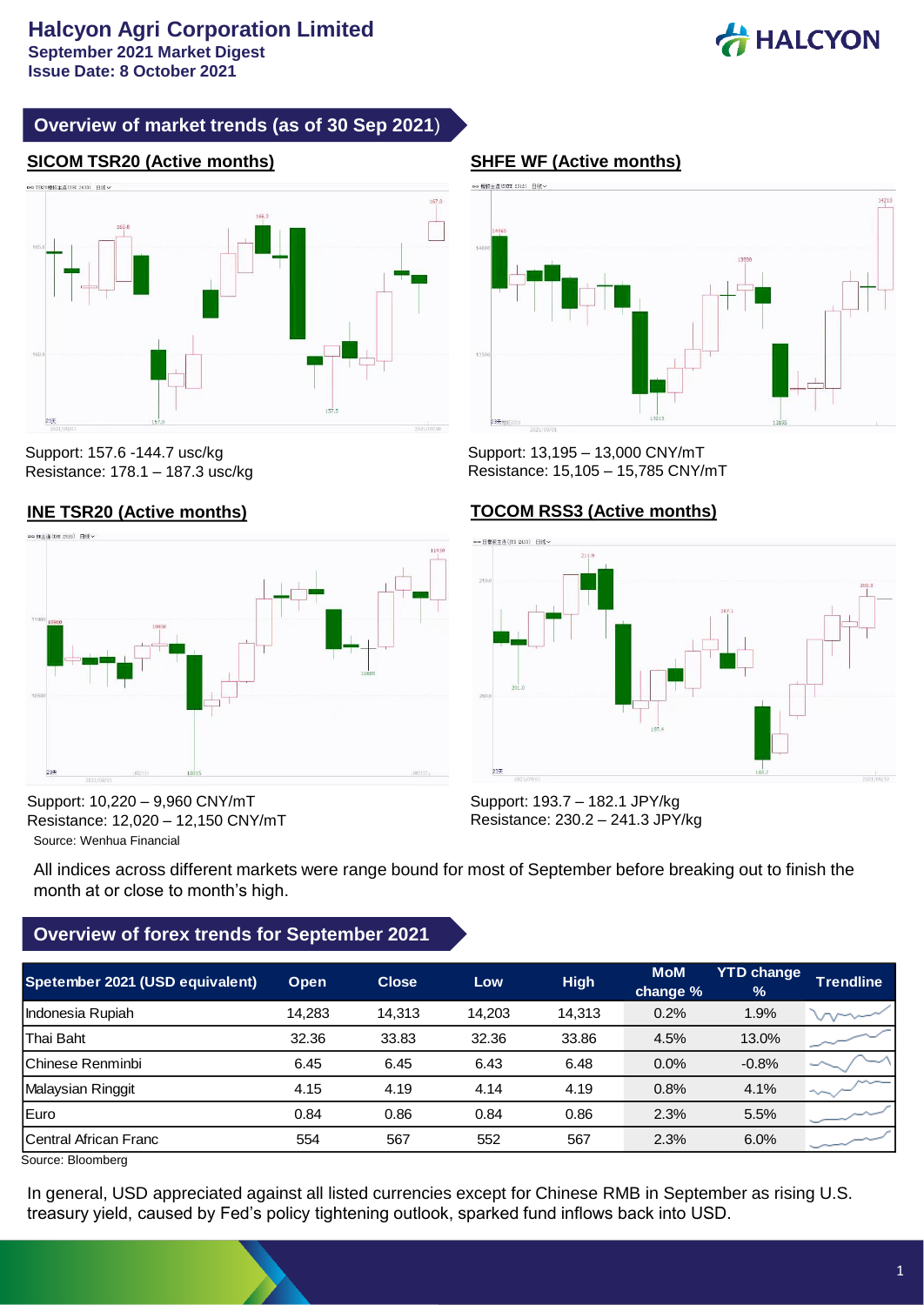# Halcyon Agri Corporation Limited

**September 2021 Market Digest**

**Issue Date: 8 October 2021**

## Overview of market trends (as of 30 Sep 2021)

### SICOM TSR20 (Active months)

Support: 157.6 -144.7 usc/kg
Resistance: 178.1 – 187.3 usc/kg

### SHFE WF (Active months)

Support: 13,195 – 13,000 CNY/mT
Resistance: 15,105 – 15,785 CNY/mT

### INE TSR20 (Active months)

Support: 10,220 – 9,960 CNY/mT
Resistance: 12,020 – 12,150 CNY/mT

Source: Wenhua Financial

### TOCOM RSS3 (Active months)

Support: 193.7 – 182.1 JPY/kg
Resistance: 230.2 – 241.3 JPY/kg

All indices across different markets were range bound for most of September before breaking out to finish the month at or close to month's high.

## Overview of forex trends for September 2021

| Spetember 2021 (USD equivalent) | Open | Close | Low | High | MoM change % | YTD change % | Trendline |
|---|---|---|---|---|---|---|---|
| Indonesia Rupiah | 14,283 | 14,313 | 14,203 | 14,313 | 0.2% | 1.9% | |
| Thai Baht | 32.36 | 33.83 | 32.36 | 33.86 | 4.5% | 13.0% | |
| Chinese Renminbi | 6.45 | 6.45 | 6.43 | 6.48 | 0.0% | -0.8% | |
| Malaysian Ringgit | 4.15 | 4.19 | 4.14 | 4.19 | 0.8% | 4.1% | |
| Euro | 0.84 | 0.86 | 0.84 | 0.86 | 2.3% | 5.5% | |
| Central African Franc | 554 | 567 | 552 | 567 | 2.3% | 6.0% | |

Source: Bloomberg

In general, USD appreciated against all listed currencies except for Chinese RMB in September as rising U.S. treasury yield, caused by Fed's policy tightening outlook, sparked fund inflows back into USD.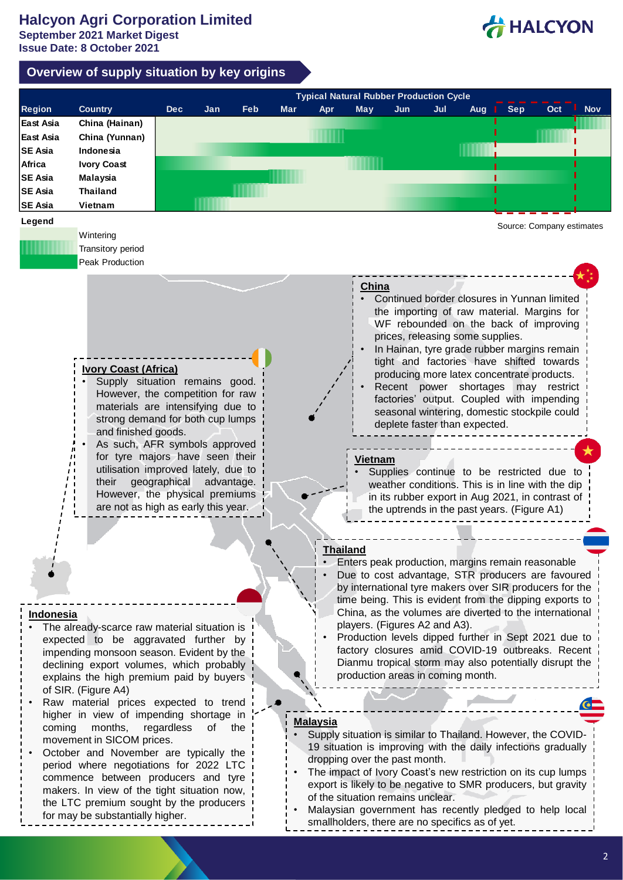# Halcyon Agri Corporation Limited

**September 2021 Market Digest**
**Issue Date: 8 October 2021**

## Overview of supply situation by key origins

| Region | Country | Dec | Jan | Feb | Mar | Apr | May | Jun | Jul | Aug | Sep | Oct | Nov |
|---|---|---|---|---|---|---|---|---|---|---|---|---|---|
| East Asia | China (Hainan) | | | | | | | | | | | | |
| East Asia | China (Yunnan) | | | | | | | | | | | | |
| SE Asia | Indonesia | | | | | | | | | | | | |
| Africa | Ivory Coast | | | | | | | | | | | | |
| SE Asia | Malaysia | | | | | | | | | | | | |
| SE Asia | Thailand | | | | | | | | | | | | |
| SE Asia | Vietnam | | | | | | | | | | | | |

Typical Natural Rubber Production Cycle

Legend: Wintering; Transitory period; Peak Production

Source: Company estimates

### China

- Continued border closures in Yunnan limited the importing of raw material. Margins for WF rebounded on the back of improving prices, releasing some supplies.
- In Hainan, tyre grade rubber margins remain tight and factories have shifted towards producing more latex concentrate products.
- Recent power shortages may restrict factories' output. Coupled with impending seasonal wintering, domestic stockpile could deplete faster than expected.

### Ivory Coast (Africa)

- Supply situation remains good. However, the competition for raw materials are intensifying due to strong demand for both cup lumps and finished goods.
- As such, AFR symbols approved for tyre majors have seen their utilisation improved lately, due to their geographical advantage. However, the physical premiums are not as high as early this year.

### Vietnam

- Supplies continue to be restricted due to weather conditions. This is in line with the dip in its rubber export in Aug 2021, in contrast of the uptrends in the past years. (Figure A1)

### Thailand

- Enters peak production, margins remain reasonable
- Due to cost advantage, STR producers are favoured by international tyre makers over SIR producers for the time being. This is evident from the dipping exports to China, as the volumes are diverted to the international players. (Figures A2 and A3).
- Production levels dipped further in Sept 2021 due to factory closures amid COVID-19 outbreaks. Recent Dianmu tropical storm may also potentially disrupt the production areas in coming month.

### Indonesia

- The already-scarce raw material situation is expected to be aggravated further by impending monsoon season. Evident by the declining export volumes, which probably explains the high premium paid by buyers of SIR. (Figure A4)
- Raw material prices expected to trend higher in view of impending shortage in coming months, regardless of the movement in SICOM prices.
- October and November are typically the period where negotiations for 2022 LTC commence between producers and tyre makers. In view of the tight situation now, the LTC premium sought by the producers for may be substantially higher.

### Malaysia

- Supply situation is similar to Thailand. However, the COVID-19 situation is improving with the daily infections gradually dropping over the past month.
- The impact of Ivory Coast's new restriction on its cup lumps export is likely to be negative to SMR producers, but gravity of the situation remains unclear.
- Malaysian government has recently pledged to help local smallholders, there are no specifics as of yet.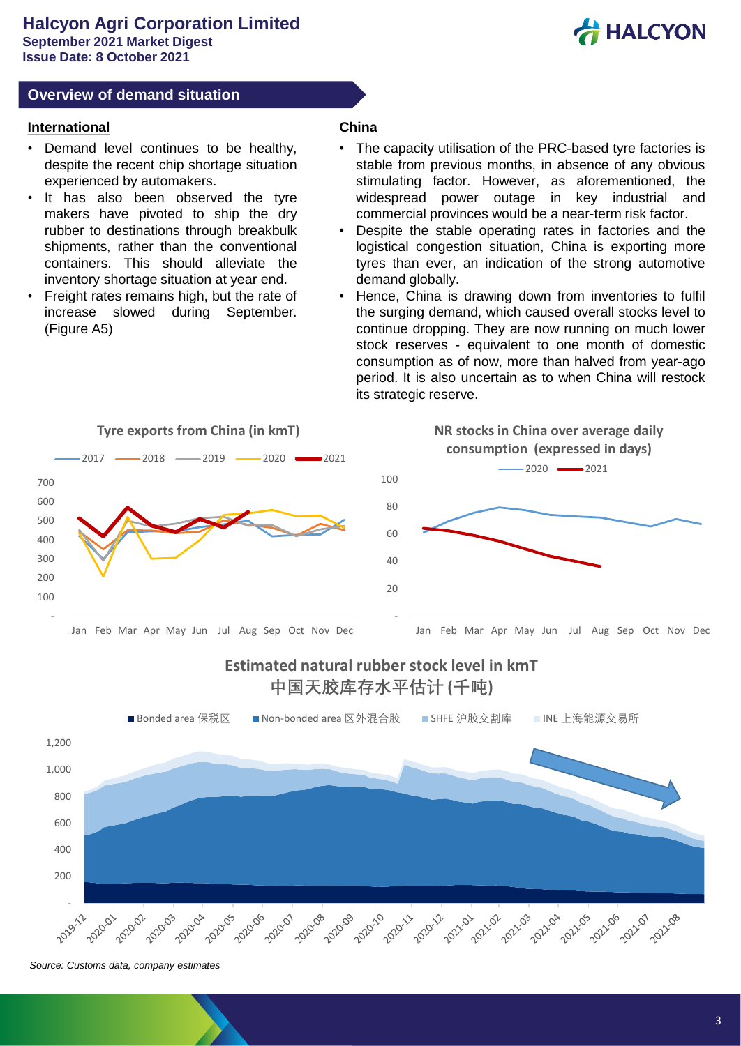# Halcyon Agri Corporation Limited

**September 2021 Market Digest**
**Issue Date: 8 October 2021**

## Overview of demand situation

### International

- Demand level continues to be healthy, despite the recent chip shortage situation experienced by automakers.
- It has also been observed the tyre makers have pivoted to ship the dry rubber to destinations through breakbulk shipments, rather than the conventional containers. This should alleviate the inventory shortage situation at year end.
- Freight rates remains high, but the rate of increase slowed during September. (Figure A5)

### China

- The capacity utilisation of the PRC-based tyre factories is stable from previous months, in absence of any obvious stimulating factor. However, as aforementioned, the widespread power outage in key industrial and commercial provinces would be a near-term risk factor.
- Despite the stable operating rates in factories and the logistical congestion situation, China is exporting more tyres than ever, an indication of the strong automotive demand globally.
- Hence, China is drawing down from inventories to fulfil the surging demand, which caused overall stocks level to continue dropping. They are now running on much lower stock reserves - equivalent to one month of domestic consumption as of now, more than halved from year-ago period. It is also uncertain as to when China will restock its strategic reserve.

**Tyre exports from China (in kmT)**

**NR stocks in China over average daily consumption (expressed in days)**

**Estimated natural rubber stock level in kmT**
**中国天胶库存水平估计 (千吨)**

*Source: Customs data, company estimates*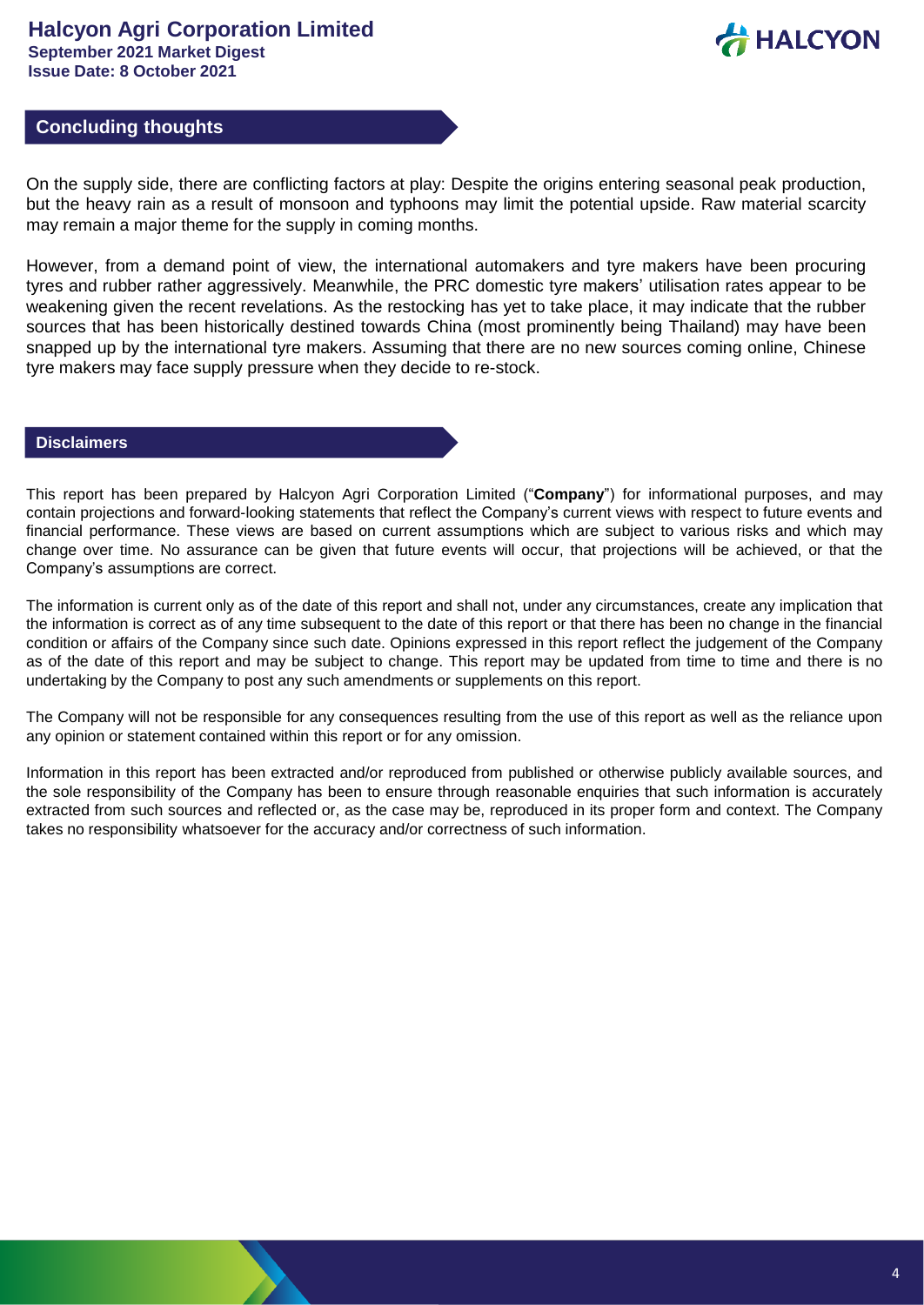## Concluding thoughts

On the supply side, there are conflicting factors at play: Despite the origins entering seasonal peak production, but the heavy rain as a result of monsoon and typhoons may limit the potential upside. Raw material scarcity may remain a major theme for the supply in coming months.

However, from a demand point of view, the international automakers and tyre makers have been procuring tyres and rubber rather aggressively. Meanwhile, the PRC domestic tyre makers' utilisation rates appear to be weakening given the recent revelations. As the restocking has yet to take place, it may indicate that the rubber sources that has been historically destined towards China (most prominently being Thailand) may have been snapped up by the international tyre makers. Assuming that there are no new sources coming online, Chinese tyre makers may face supply pressure when they decide to re-stock.

## Disclaimers

This report has been prepared by Halcyon Agri Corporation Limited ("**Company**") for informational purposes, and may contain projections and forward-looking statements that reflect the Company's current views with respect to future events and financial performance. These views are based on current assumptions which are subject to various risks and which may change over time. No assurance can be given that future events will occur, that projections will be achieved, or that the Company's assumptions are correct.

The information is current only as of the date of this report and shall not, under any circumstances, create any implication that the information is correct as of any time subsequent to the date of this report or that there has been no change in the financial condition or affairs of the Company since such date. Opinions expressed in this report reflect the judgement of the Company as of the date of this report and may be subject to change. This report may be updated from time to time and there is no undertaking by the Company to post any such amendments or supplements on this report.

The Company will not be responsible for any consequences resulting from the use of this report as well as the reliance upon any opinion or statement contained within this report or for any omission.

Information in this report has been extracted and/or reproduced from published or otherwise publicly available sources, and the sole responsibility of the Company has been to ensure through reasonable enquiries that such information is accurately extracted from such sources and reflected or, as the case may be, reproduced in its proper form and context. The Company takes no responsibility whatsoever for the accuracy and/or correctness of such information.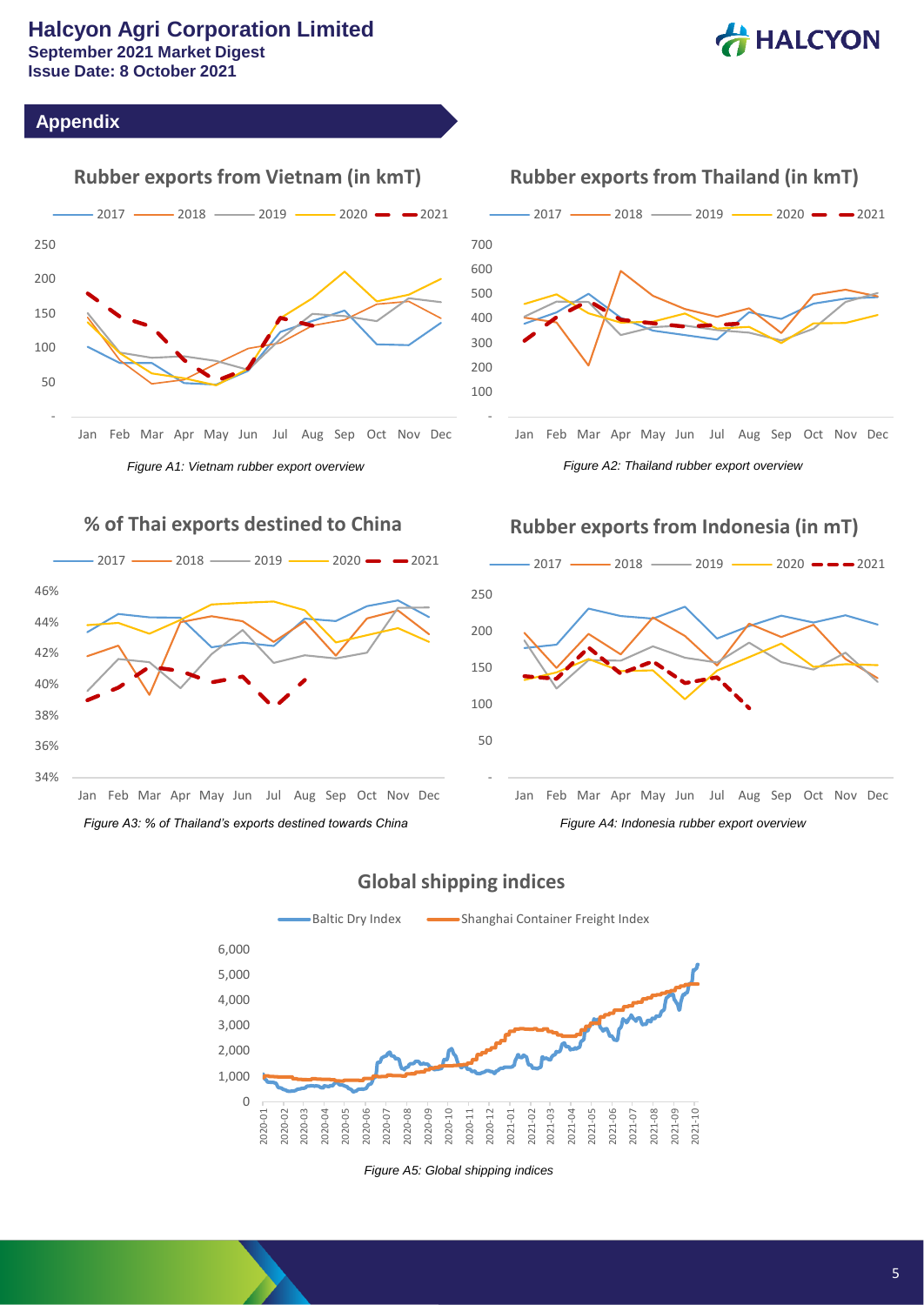## Appendix

**Rubber exports from Vietnam (in kmT)**

2017 2018 2019 2020 2021

250
200
150
100
50
-

Jan Feb Mar Apr May Jun Jul Aug Sep Oct Nov Dec

*Figure A1: Vietnam rubber export overview*

**Rubber exports from Thailand (in kmT)**

2017 2018 2019 2020 2021

700
600
500
400
300
200
100
-

Jan Feb Mar Apr May Jun Jul Aug Sep Oct Nov Dec

*Figure A2: Thailand rubber export overview*

**% of Thai exports destined to China**

2017 2018 2019 2020 2021

46%
44%
42%
40%
38%
36%
34%

Jan Feb Mar Apr May Jun Jul Aug Sep Oct Nov Dec

*Figure A3: % of Thailand's exports destined towards China*

**Rubber exports from Indonesia (in mT)**

2017 2018 2019 2020 2021

250
200
150
100
50
-

Jan Feb Mar Apr May Jun Jul Aug Sep Oct Nov Dec

*Figure A4: Indonesia rubber export overview*

**Global shipping indices**

Baltic Dry Index   Shanghai Container Freight Index

6,000
5,000
4,000
3,000
2,000
1,000
0

2020-01 2020-02 2020-03 2020-04 2020-05 2020-06 2020-07 2020-08 2020-09 2020-10 2020-11 2020-12 2021-01 2021-02 2021-03 2021-04 2021-05 2021-06 2021-07 2021-08 2021-09 2021-10

*Figure A5: Global shipping indices*